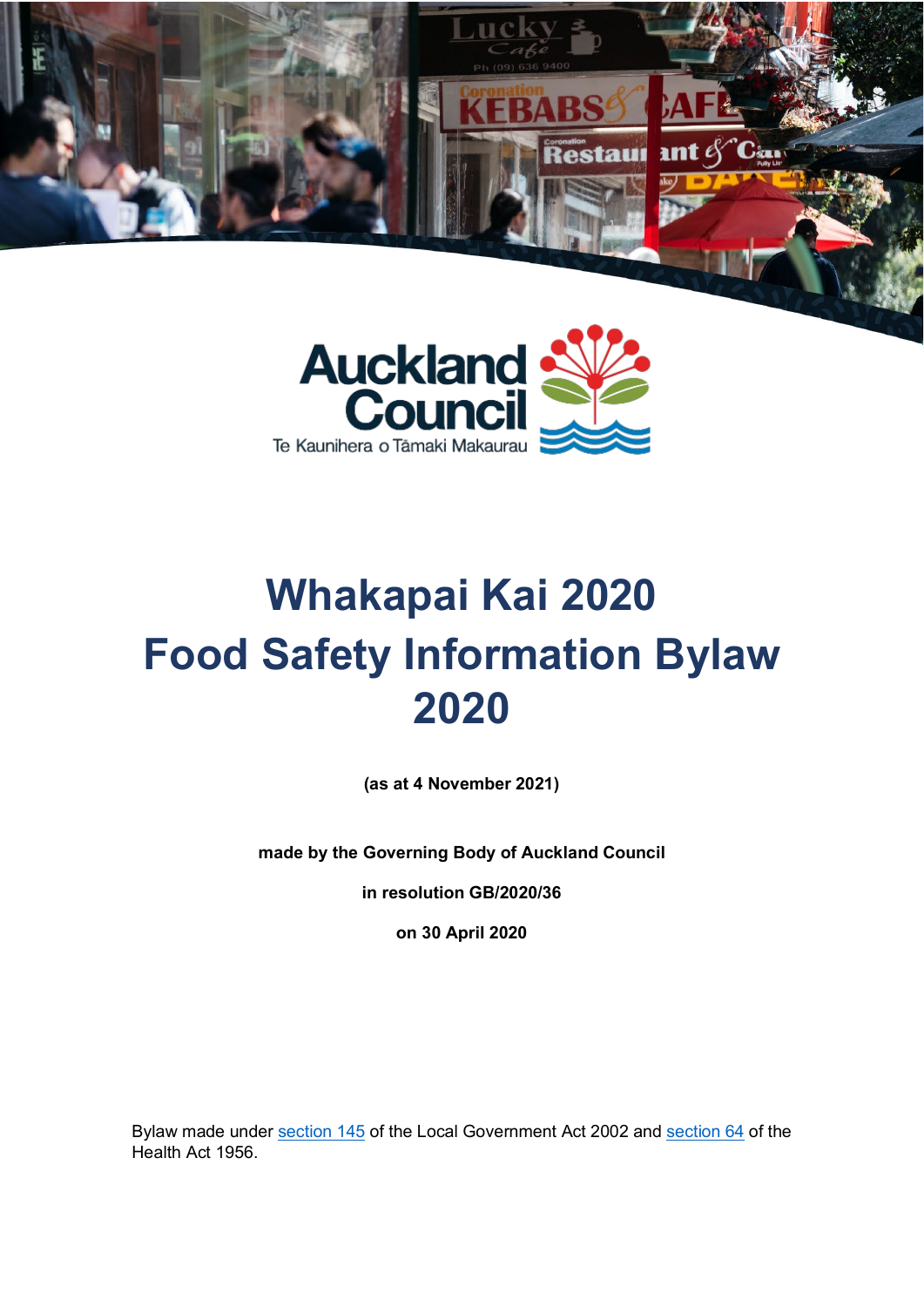Auckland Council

Te Kaunihera o Tāmaki Makaurau

# Whakapai Kai 2020
# Food Safety Information Bylaw 2020

**(as at 4 November 2021)**

**made by the Governing Body of Auckland Council**

**in resolution GB/2020/36**

**on 30 April 2020**

Bylaw made under section 145 of the Local Government Act 2002 and section 64 of the Health Act 1956.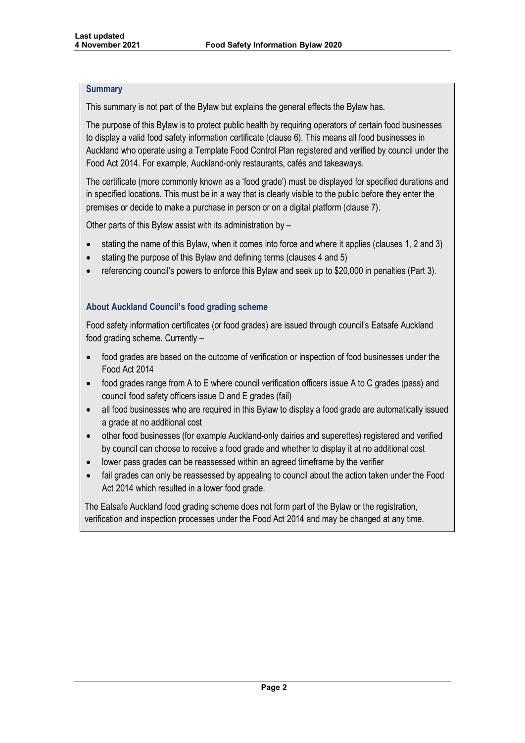### Summary

This summary is not part of the Bylaw but explains the general effects the Bylaw has.

The purpose of this Bylaw is to protect public health by requiring operators of certain food businesses to display a valid food safety information certificate (clause 6). This means all food businesses in Auckland who operate using a Template Food Control Plan registered and verified by council under the Food Act 2014. For example, Auckland-only restaurants, cafés and takeaways.

The certificate (more commonly known as a 'food grade') must be displayed for specified durations and in specified locations. This must be in a way that is clearly visible to the public before they enter the premises or decide to make a purchase in person or on a digital platform (clause 7).

Other parts of this Bylaw assist with its administration by –

- stating the name of this Bylaw, when it comes into force and where it applies (clauses 1, 2 and 3)
- stating the purpose of this Bylaw and defining terms (clauses 4 and 5)
- referencing council's powers to enforce this Bylaw and seek up to $20,000 in penalties (Part 3).

### About Auckland Council's food grading scheme

Food safety information certificates (or food grades) are issued through council's Eatsafe Auckland food grading scheme. Currently –

- food grades are based on the outcome of verification or inspection of food businesses under the Food Act 2014
- food grades range from A to E where council verification officers issue A to C grades (pass) and council food safety officers issue D and E grades (fail)
- all food businesses who are required in this Bylaw to display a food grade are automatically issued a grade at no additional cost
- other food businesses (for example Auckland-only dairies and superettes) registered and verified by council can choose to receive a food grade and whether to display it at no additional cost
- lower pass grades can be reassessed within an agreed timeframe by the verifier
- fail grades can only be reassessed by appealing to council about the action taken under the Food Act 2014 which resulted in a lower food grade.

The Eatsafe Auckland food grading scheme does not form part of the Bylaw or the registration, verification and inspection processes under the Food Act 2014 and may be changed at any time.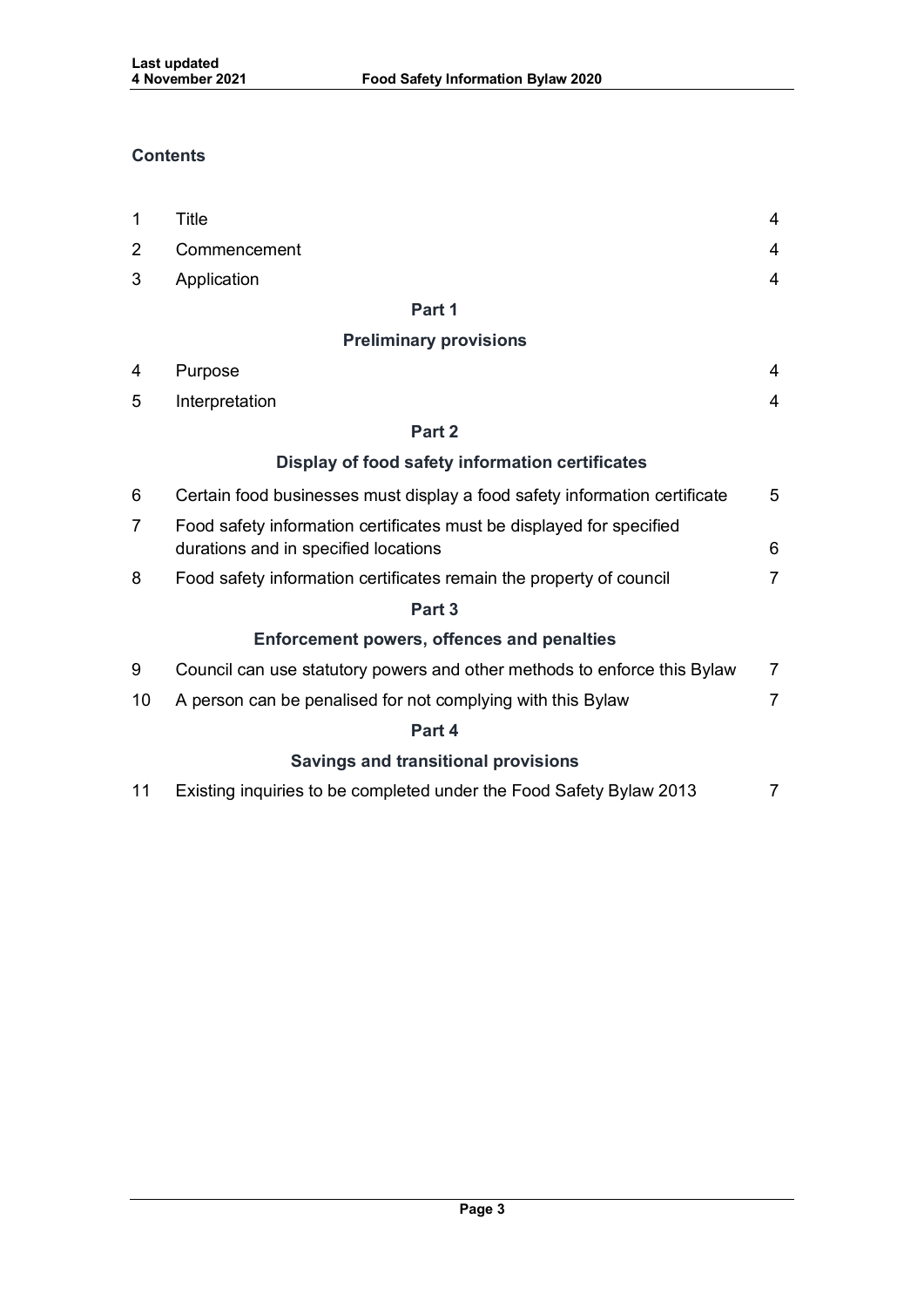## Contents

| | | |
|---|---|---|
| 1 | Title | 4 |
| 2 | Commencement | 4 |
| 3 | Application | 4 |
| | **Part 1** | |
| | **Preliminary provisions** | |
| 4 | Purpose | 4 |
| 5 | Interpretation | 4 |
| | **Part 2** | |
| | **Display of food safety information certificates** | |
| 6 | Certain food businesses must display a food safety information certificate | 5 |
| 7 | Food safety information certificates must be displayed for specified durations and in specified locations | 6 |
| 8 | Food safety information certificates remain the property of council | 7 |
| | **Part 3** | |
| | **Enforcement powers, offences and penalties** | |
| 9 | Council can use statutory powers and other methods to enforce this Bylaw | 7 |
| 10 | A person can be penalised for not complying with this Bylaw | 7 |
| | **Part 4** | |
| | **Savings and transitional provisions** | |
| 11 | Existing inquiries to be completed under the Food Safety Bylaw 2013 | 7 |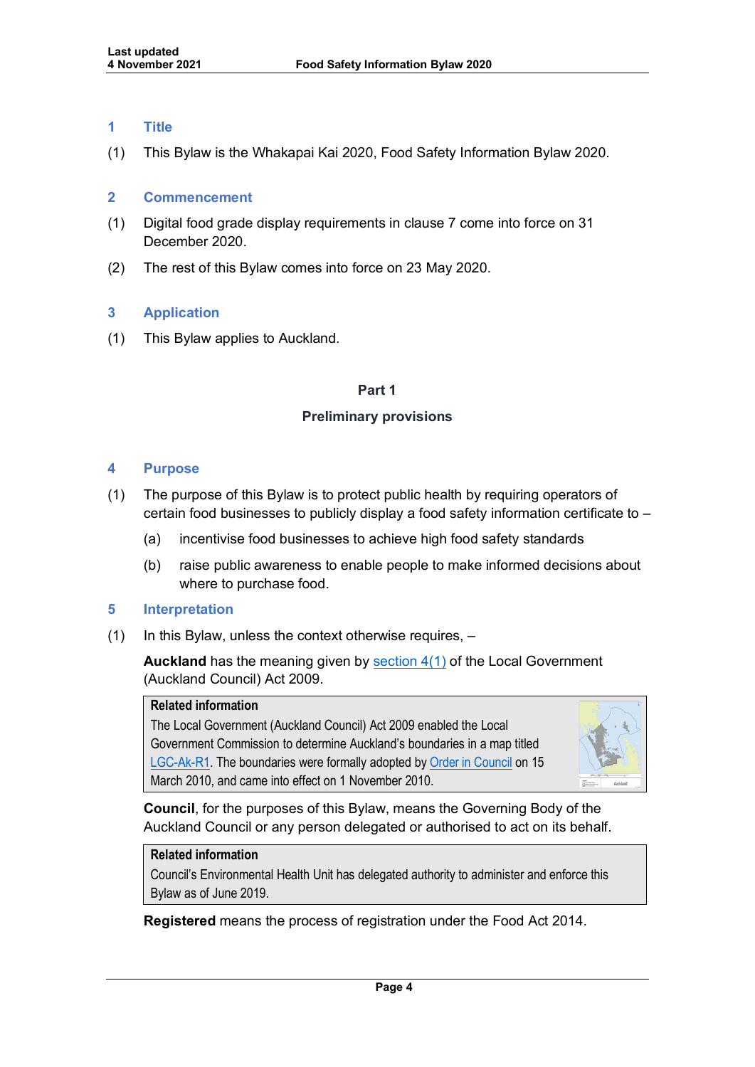## 1 Title

(1) This Bylaw is the Whakapai Kai 2020, Food Safety Information Bylaw 2020.

## 2 Commencement

(1) Digital food grade display requirements in clause 7 come into force on 31 December 2020.

(2) The rest of this Bylaw comes into force on 23 May 2020.

## 3 Application

(1) This Bylaw applies to Auckland.

# Part 1

# Preliminary provisions

## 4 Purpose

(1) The purpose of this Bylaw is to protect public health by requiring operators of certain food businesses to publicly display a food safety information certificate to –

(a) incentivise food businesses to achieve high food safety standards

(b) raise public awareness to enable people to make informed decisions about where to purchase food.

## 5 Interpretation

(1) In this Bylaw, unless the context otherwise requires, –

**Auckland** has the meaning given by section 4(1) of the Local Government (Auckland Council) Act 2009.

> **Related information**
> The Local Government (Auckland Council) Act 2009 enabled the Local Government Commission to determine Auckland's boundaries in a map titled LGC-Ak-R1. The boundaries were formally adopted by Order in Council on 15 March 2010, and came into effect on 1 November 2010.

**Council**, for the purposes of this Bylaw, means the Governing Body of the Auckland Council or any person delegated or authorised to act on its behalf.

> **Related information**
> Council's Environmental Health Unit has delegated authority to administer and enforce this Bylaw as of June 2019.

**Registered** means the process of registration under the Food Act 2014.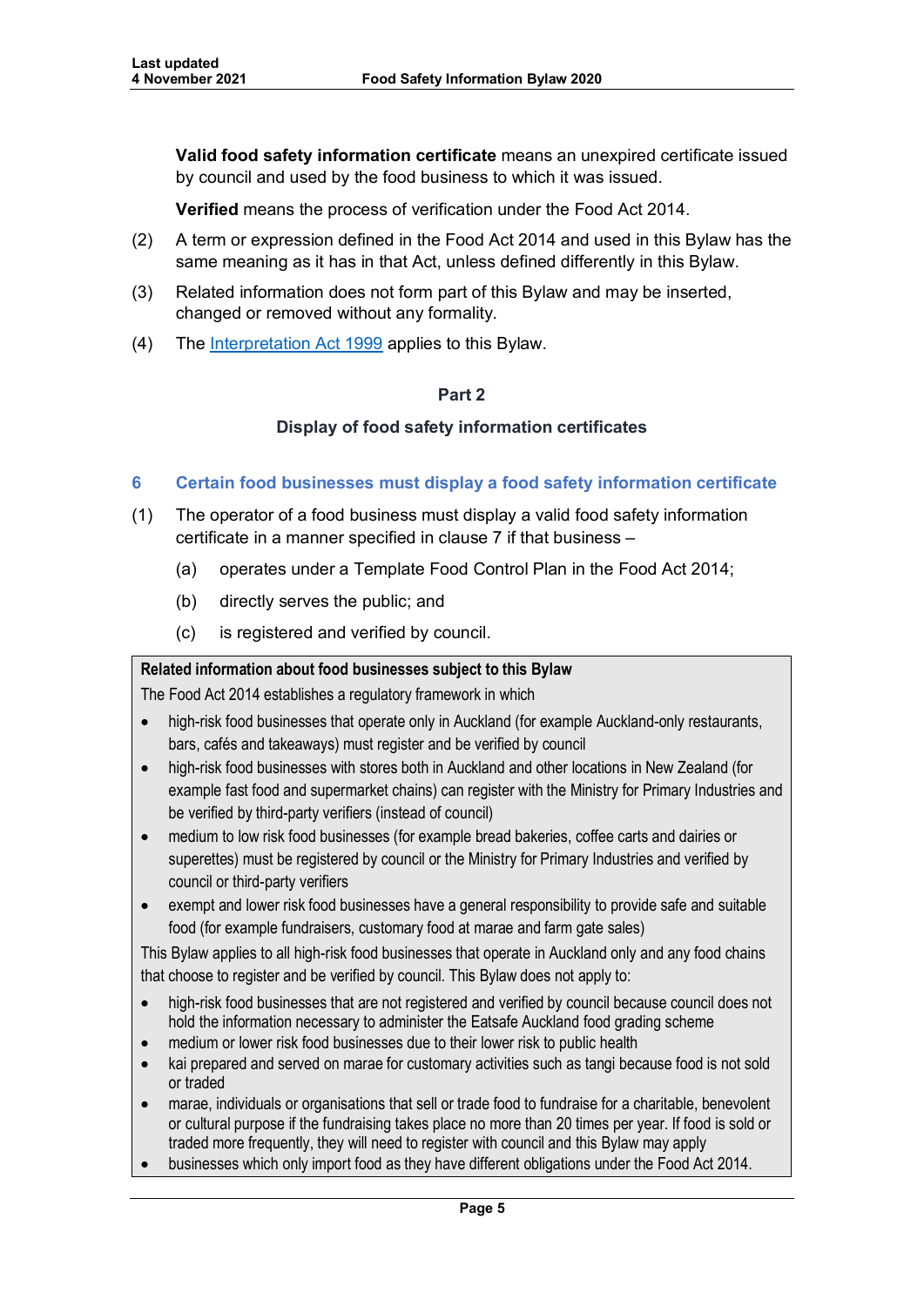**Valid food safety information certificate** means an unexpired certificate issued by council and used by the food business to which it was issued.

**Verified** means the process of verification under the Food Act 2014.

(2) A term or expression defined in the Food Act 2014 and used in this Bylaw has the same meaning as it has in that Act, unless defined differently in this Bylaw.

(3) Related information does not form part of this Bylaw and may be inserted, changed or removed without any formality.

(4) The [Interpretation Act 1999] applies to this Bylaw.

## Part 2

## Display of food safety information certificates

### 6 Certain food businesses must display a food safety information certificate

(1) The operator of a food business must display a valid food safety information certificate in a manner specified in clause 7 if that business –

- (a) operates under a Template Food Control Plan in the Food Act 2014;
- (b) directly serves the public; and
- (c) is registered and verified by council.

**Related information about food businesses subject to this Bylaw**

The Food Act 2014 establishes a regulatory framework in which

- high-risk food businesses that operate only in Auckland (for example Auckland-only restaurants, bars, cafés and takeaways) must register and be verified by council
- high-risk food businesses with stores both in Auckland and other locations in New Zealand (for example fast food and supermarket chains) can register with the Ministry for Primary Industries and be verified by third-party verifiers (instead of council)
- medium to low risk food businesses (for example bread bakeries, coffee carts and dairies or superettes) must be registered by council or the Ministry for Primary Industries and verified by council or third-party verifiers
- exempt and lower risk food businesses have a general responsibility to provide safe and suitable food (for example fundraisers, customary food at marae and farm gate sales)

This Bylaw applies to all high-risk food businesses that operate in Auckland only and any food chains that choose to register and be verified by council. This Bylaw does not apply to:

- high-risk food businesses that are not registered and verified by council because council does not hold the information necessary to administer the Eatsafe Auckland food grading scheme
- medium or lower risk food businesses due to their lower risk to public health
- kai prepared and served on marae for customary activities such as tangi because food is not sold or traded
- marae, individuals or organisations that sell or trade food to fundraise for a charitable, benevolent or cultural purpose if the fundraising takes place no more than 20 times per year. If food is sold or traded more frequently, they will need to register with council and this Bylaw may apply
- businesses which only import food as they have different obligations under the Food Act 2014.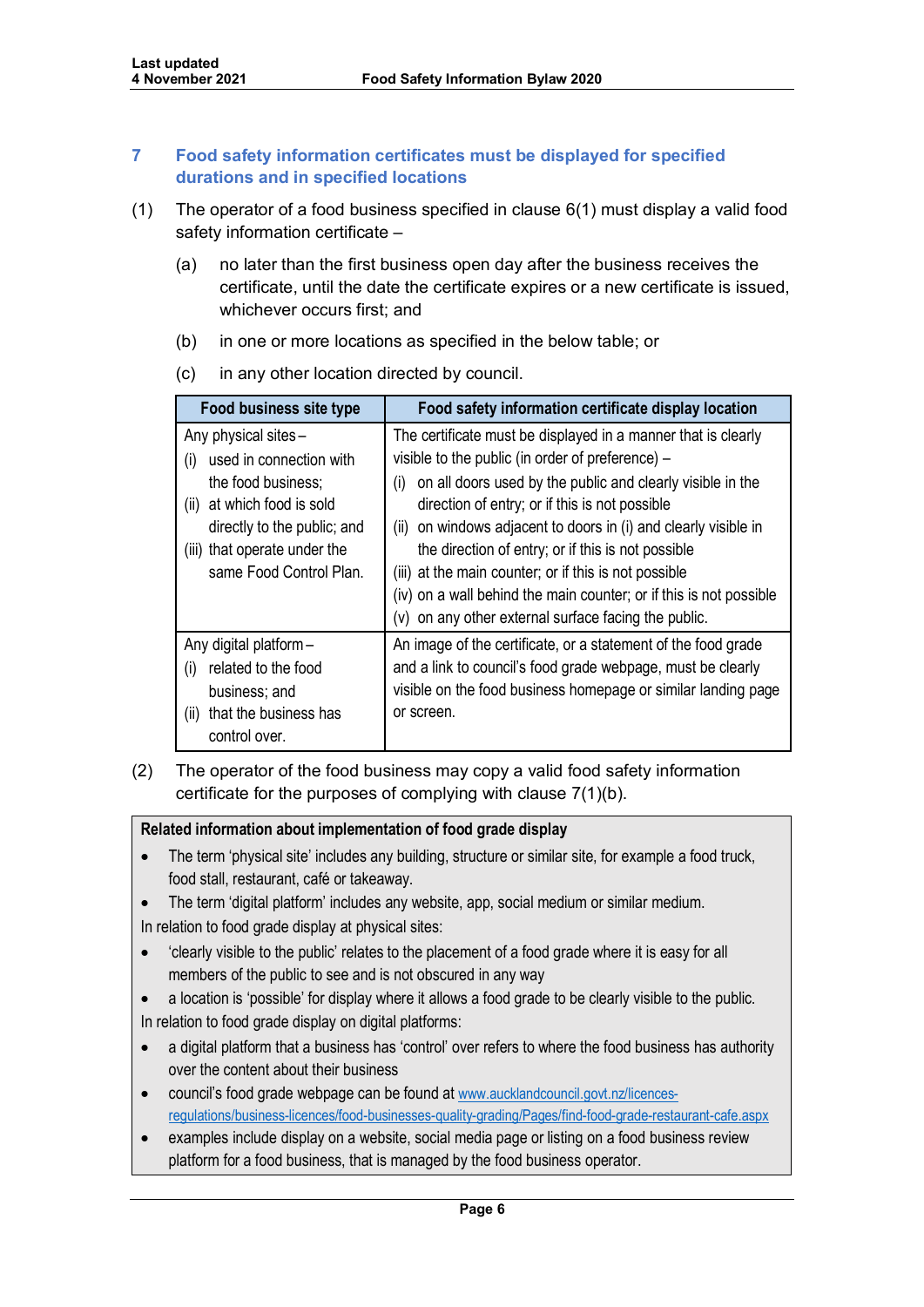## 7 Food safety information certificates must be displayed for specified durations and in specified locations

(1) The operator of a food business specified in clause 6(1) must display a valid food safety information certificate –

(a) no later than the first business open day after the business receives the certificate, until the date the certificate expires or a new certificate is issued, whichever occurs first; and

(b) in one or more locations as specified in the below table; or

(c) in any other location directed by council.

| Food business site type | Food safety information certificate display location |
|---|---|
| Any physical sites –<br>(i) used in connection with the food business;<br>(ii) at which food is sold directly to the public; and<br>(iii) that operate under the same Food Control Plan. | The certificate must be displayed in a manner that is clearly visible to the public (in order of preference) –<br>(i) on all doors used by the public and clearly visible in the direction of entry; or if this is not possible<br>(ii) on windows adjacent to doors in (i) and clearly visible in the direction of entry; or if this is not possible<br>(iii) at the main counter; or if this is not possible<br>(iv) on a wall behind the main counter; or if this is not possible<br>(v) on any other external surface facing the public. |
| Any digital platform –<br>(i) related to the food business; and<br>(ii) that the business has control over. | An image of the certificate, or a statement of the food grade and a link to council's food grade webpage, must be clearly visible on the food business homepage or similar landing page or screen. |

(2) The operator of the food business may copy a valid food safety information certificate for the purposes of complying with clause 7(1)(b).

**Related information about implementation of food grade display**

- The term 'physical site' includes any building, structure or similar site, for example a food truck, food stall, restaurant, café or takeaway.
- The term 'digital platform' includes any website, app, social medium or similar medium.

In relation to food grade display at physical sites:

- 'clearly visible to the public' relates to the placement of a food grade where it is easy for all members of the public to see and is not obscured in any way
- a location is 'possible' for display where it allows a food grade to be clearly visible to the public.

In relation to food grade display on digital platforms:

- a digital platform that a business has 'control' over refers to where the food business has authority over the content about their business
- council's food grade webpage can be found at www.aucklandcouncil.govt.nz/licences-regulations/business-licences/food-businesses-quality-grading/Pages/find-food-grade-restaurant-cafe.aspx
- examples include display on a website, social media page or listing on a food business review platform for a food business, that is managed by the food business operator.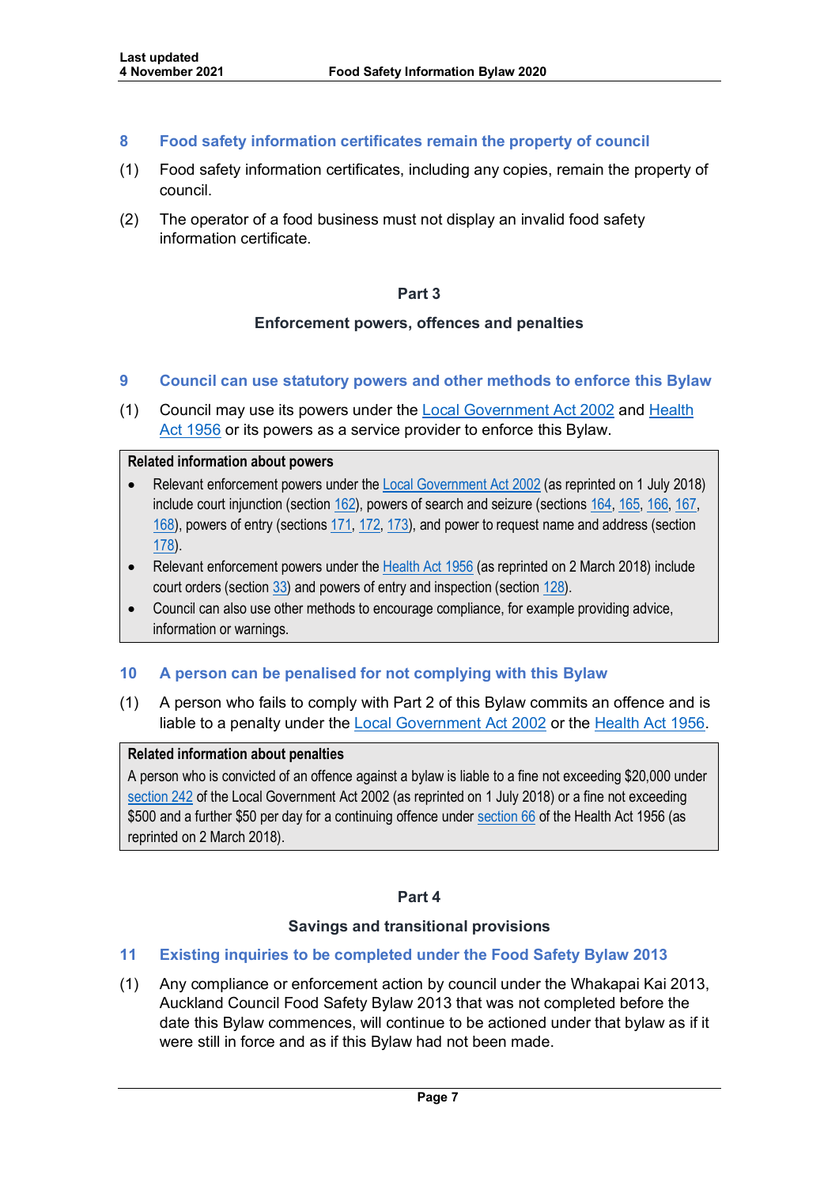## 8 Food safety information certificates remain the property of council

(1) Food safety information certificates, including any copies, remain the property of council.

(2) The operator of a food business must not display an invalid food safety information certificate.

## Part 3

### Enforcement powers, offences and penalties

## 9 Council can use statutory powers and other methods to enforce this Bylaw

(1) Council may use its powers under the Local Government Act 2002 and Health Act 1956 or its powers as a service provider to enforce this Bylaw.

> **Related information about powers**
>
> - Relevant enforcement powers under the Local Government Act 2002 (as reprinted on 1 July 2018) include court injunction (section 162), powers of search and seizure (sections 164, 165, 166, 167, 168), powers of entry (sections 171, 172, 173), and power to request name and address (section 178).
> - Relevant enforcement powers under the Health Act 1956 (as reprinted on 2 March 2018) include court orders (section 33) and powers of entry and inspection (section 128).
> - Council can also use other methods to encourage compliance, for example providing advice, information or warnings.

## 10 A person can be penalised for not complying with this Bylaw

(1) A person who fails to comply with Part 2 of this Bylaw commits an offence and is liable to a penalty under the Local Government Act 2002 or the Health Act 1956.

> **Related information about penalties**
>
> A person who is convicted of an offence against a bylaw is liable to a fine not exceeding $20,000 under section 242 of the Local Government Act 2002 (as reprinted on 1 July 2018) or a fine not exceeding $500 and a further $50 per day for a continuing offence under section 66 of the Health Act 1956 (as reprinted on 2 March 2018).

## Part 4

### Savings and transitional provisions

## 11 Existing inquiries to be completed under the Food Safety Bylaw 2013

(1) Any compliance or enforcement action by council under the Whakapai Kai 2013, Auckland Council Food Safety Bylaw 2013 that was not completed before the date this Bylaw commences, will continue to be actioned under that bylaw as if it were still in force and as if this Bylaw had not been made.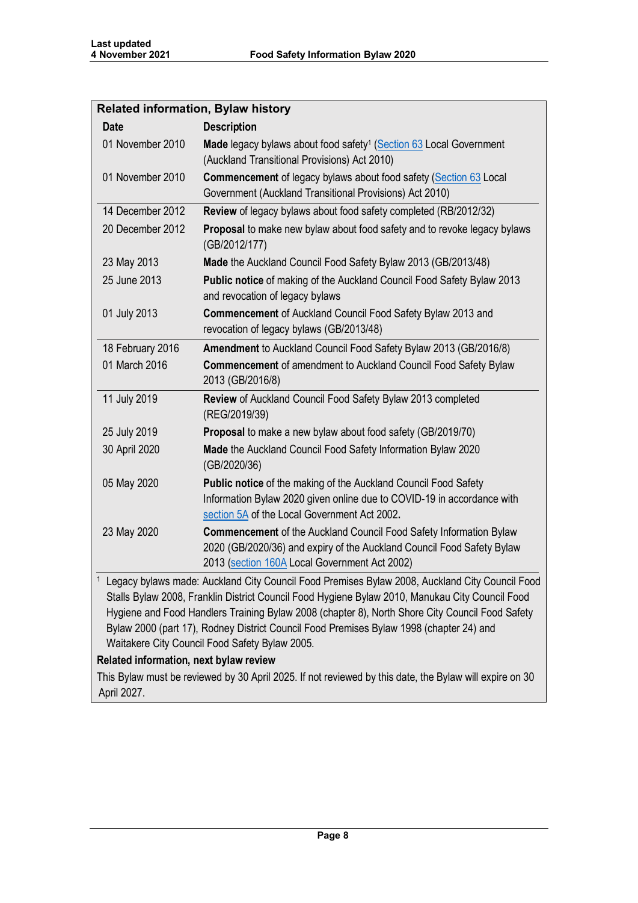## Related information, Bylaw history

| Date | Description |
|---|---|
| 01 November 2010 | **Made** legacy bylaws about food safety[1] (Section 63 Local Government (Auckland Transitional Provisions) Act 2010) |
| 01 November 2010 | **Commencement** of legacy bylaws about food safety (Section 63 Local Government (Auckland Transitional Provisions) Act 2010) |
| 14 December 2012 | **Review** of legacy bylaws about food safety completed (RB/2012/32) |
| 20 December 2012 | **Proposal** to make new bylaw about food safety and to revoke legacy bylaws (GB/2012/177) |
| 23 May 2013 | **Made** the Auckland Council Food Safety Bylaw 2013 (GB/2013/48) |
| 25 June 2013 | **Public notice** of making of the Auckland Council Food Safety Bylaw 2013 and revocation of legacy bylaws |
| 01 July 2013 | **Commencement** of Auckland Council Food Safety Bylaw 2013 and revocation of legacy bylaws (GB/2013/48) |
| 18 February 2016 | **Amendment** to Auckland Council Food Safety Bylaw 2013 (GB/2016/8) |
| 01 March 2016 | **Commencement** of amendment to Auckland Council Food Safety Bylaw 2013 (GB/2016/8) |
| 11 July 2019 | **Review** of Auckland Council Food Safety Bylaw 2013 completed (REG/2019/39) |
| 25 July 2019 | **Proposal** to make a new bylaw about food safety (GB/2019/70) |
| 30 April 2020 | **Made** the Auckland Council Food Safety Information Bylaw 2020 (GB/2020/36) |
| 05 May 2020 | **Public notice** of the making of the Auckland Council Food Safety Information Bylaw 2020 given online due to COVID-19 in accordance with section 5A of the Local Government Act 2002**.** |
| 23 May 2020 | **Commencement** of the Auckland Council Food Safety Information Bylaw 2020 (GB/2020/36) and expiry of the Auckland Council Food Safety Bylaw 2013 (section 160A Local Government Act 2002) |

[1] Legacy bylaws made: Auckland City Council Food Premises Bylaw 2008, Auckland City Council Food Stalls Bylaw 2008, Franklin District Council Food Hygiene Bylaw 2010, Manukau City Council Food Hygiene and Food Handlers Training Bylaw 2008 (chapter 8), North Shore City Council Food Safety Bylaw 2000 (part 17), Rodney District Council Food Premises Bylaw 1998 (chapter 24) and Waitakere City Council Food Safety Bylaw 2005.

**Related information, next bylaw review**

This Bylaw must be reviewed by 30 April 2025. If not reviewed by this date, the Bylaw will expire on 30 April 2027.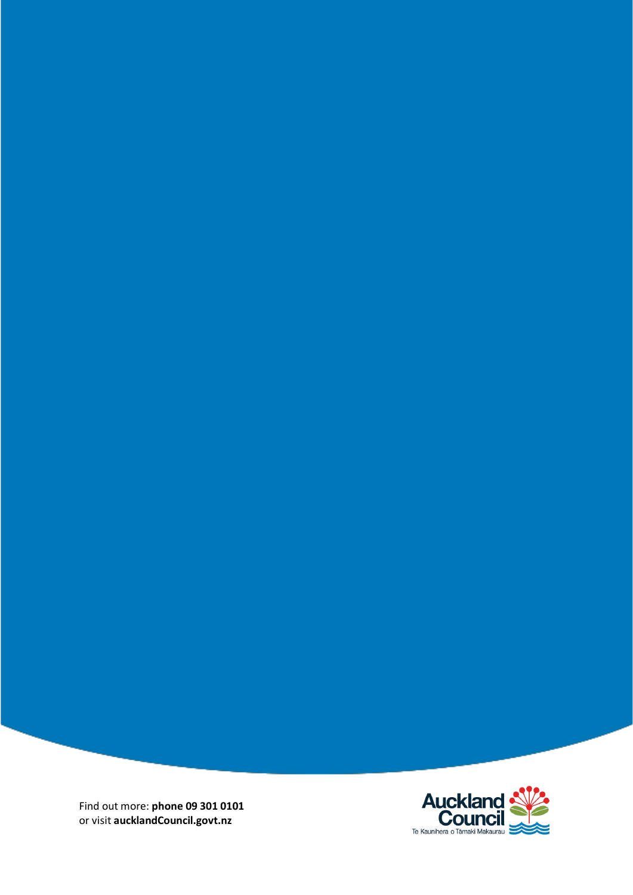Find out more: **phone 09 301 0101**
or visit **aucklandCouncil.govt.nz**

Auckland Council
Te Kaunihera o Tāmaki Makaurau